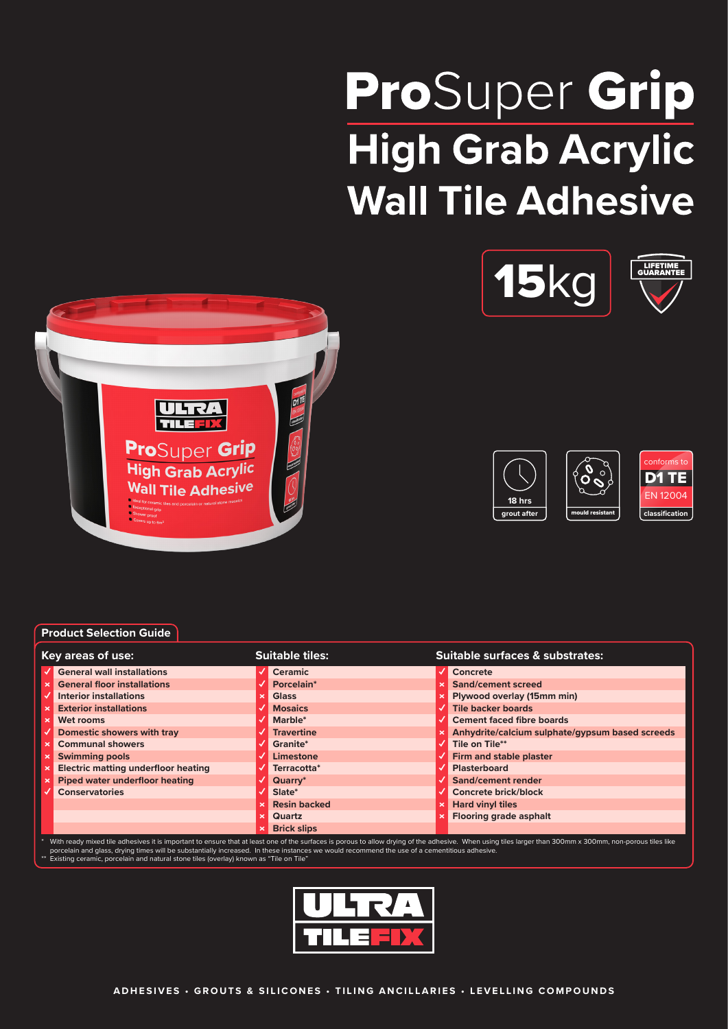# **Pro**Super **Grip**

## High Grab Acrylic Wall Tile Adhesive

**15**kg

LIFETIME GUARANTEE

18 hrs grout after

mould resistant

conforms to **D1 TE** EN 12004 classification

### Product Selection Guide

| Key areas of use: | Suitable tiles: | Suitable surfaces & substrates: |
|---|---|---|
| ✓ General wall installations | ✓ Ceramic | ✓ Concrete |
| × General floor installations | ✓ Porcelain* | × Sand/cement screed |
| ✓ Interior installations | × Glass | × Plywood overlay (15mm min) |
| × Exterior installations | ✓ Mosaics | ✓ Tile backer boards |
| × Wet rooms | ✓ Marble* | ✓ Cement faced fibre boards |
| ✓ Domestic showers with tray | ✓ Travertine | × Anhydrite/calcium sulphate/gypsum based screeds |
| × Communal showers | ✓ Granite* | ✓ Tile on Tile** |
| × Swimming pools | ✓ Limestone | ✓ Firm and stable plaster |
| × Electric matting underfloor heating | ✓ Terracotta* | ✓ Plasterboard |
| × Piped water underfloor heating | ✓ Quarry* | ✓ Sand/cement render |
| ✓ Conservatories | ✓ Slate* | ✓ Concrete brick/block |
| | × Resin backed | × Hard vinyl tiles |
| | × Quartz | × Flooring grade asphalt |
| | × Brick slips | |

\* With ready mixed tile adhesives it is important to ensure that at least one of the surfaces is porous to allow drying of the adhesive. When using tiles larger than 300mm x 300mm, non-porous tiles like porcelain and glass, drying times will be substantially increased. In these instances we would recommend the use of a cementitious adhesive.

** Existing ceramic, porcelain and natural stone tiles (overlay) known as "Tile on Tile"

ULTRA TILEFIX

ADHESIVES • GROUTS & SILICONES • TILING ANCILLARIES • LEVELLING COMPOUNDS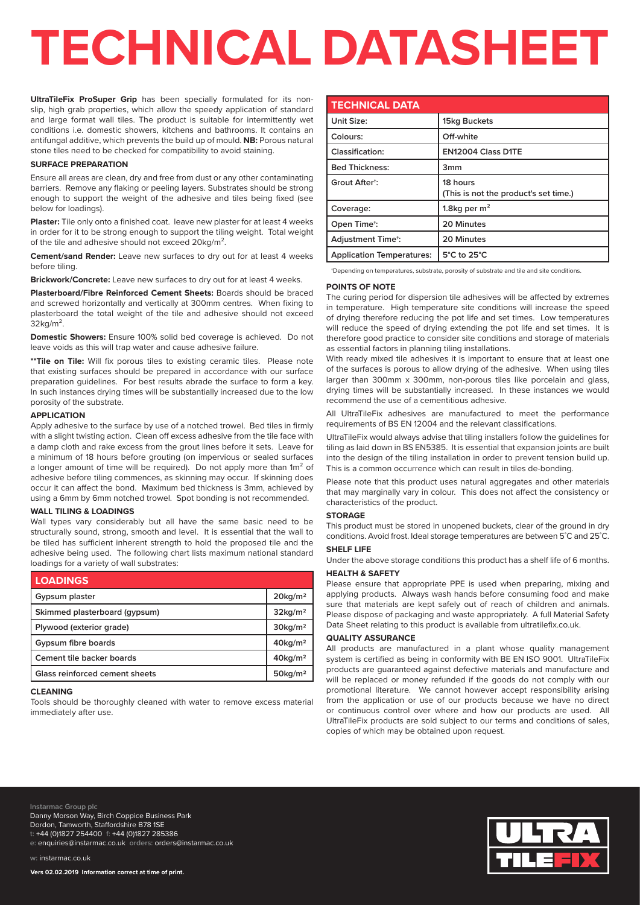# TECHNICAL DATASHEET

**UltraTileFix ProSuper Grip** has been specially formulated for its non-slip, high grab properties, which allow the speedy application of standard and large format wall tiles. The product is suitable for intermittently wet conditions i.e. domestic showers, kitchens and bathrooms. It contains an antifungal additive, which prevents the build up of mould. **NB:** Porous natural stone tiles need to be checked for compatibility to avoid staining.

### SURFACE PREPARATION

Ensure all areas are clean, dry and free from dust or any other contaminating barriers. Remove any flaking or peeling layers. Substrates should be strong enough to support the weight of the adhesive and tiles being fixed (see below for loadings).

**Plaster:** Tile only onto a finished coat. leave new plaster for at least 4 weeks in order for it to be strong enough to support the tiling weight. Total weight of the tile and adhesive should not exceed 20kg/m².

**Cement/sand Render:** Leave new surfaces to dry out for at least 4 weeks before tiling.

**Brickwork/Concrete:** Leave new surfaces to dry out for at least 4 weeks.

**Plasterboard/Fibre Reinforced Cement Sheets:** Boards should be braced and screwed horizontally and vertically at 300mm centres. When fixing to plasterboard the total weight of the tile and adhesive should not exceed 32kg/m².

**Domestic Showers:** Ensure 100% solid bed coverage is achieved. Do not leave voids as this will trap water and cause adhesive failure.

****Tile on Tile:** Will fix porous tiles to existing ceramic tiles. Please note that existing surfaces should be prepared in accordance with our surface preparation guidelines. For best results abrade the surface to form a key. In such instances drying times will be substantially increased due to the low porosity of the substrate.

### APPLICATION

Apply adhesive to the surface by use of a notched trowel. Bed tiles in firmly with a slight twisting action. Clean off excess adhesive from the tile face with a damp cloth and rake excess from the grout lines before it sets. Leave for a minimum of 18 hours before grouting (on impervious or sealed surfaces a longer amount of time will be required). Do not apply more than 1m² of adhesive before tiling commences, as skinning may occur. If skinning does occur it can affect the bond. Maximum bed thickness is 3mm, achieved by using a 6mm by 6mm notched trowel. Spot bonding is not recommended.

### WALL TILING & LOADINGS

Wall types vary considerably but all have the same basic need to be structurally sound, strong, smooth and level. It is essential that the wall to be tiled has sufficient inherent strength to hold the proposed tile and the adhesive being used. The following chart lists maximum national standard loadings for a variety of wall substrates:

| LOADINGS | |
|---|---|
| Gypsum plaster | 20kg/m² |
| Skimmed plasterboard (gypsum) | 32kg/m² |
| Plywood (exterior grade) | 30kg/m² |
| Gypsum fibre boards | 40kg/m² |
| Cement tile backer boards | 40kg/m² |
| Glass reinforced cement sheets | 50kg/m² |

### CLEANING

Tools should be thoroughly cleaned with water to remove excess material immediately after use.

| TECHNICAL DATA | |
|---|---|
| Unit Size: | 15kg Buckets |
| Colours: | Off-white |
| Classification: | EN12004 Class D1TE |
| Bed Thickness: | 3mm |
| Grout After†: | 18 hours (This is not the product's set time.) |
| Coverage: | 1.8kg per m² |
| Open Time†: | 20 Minutes |
| Adjustment Time†: | 20 Minutes |
| Application Temperatures: | 5°C to 25°C |

†Depending on temperatures, substrate, porosity of substrate and tile and site conditions.

### POINTS OF NOTE

The curing period for dispersion tile adhesives will be affected by extremes in temperature. High temperature site conditions will increase the speed of drying therefore reducing the pot life and set times. Low temperatures will reduce the speed of drying extending the pot life and set times. It is therefore good practice to consider site conditions and storage of materials as essential factors in planning tiling installations.

With ready mixed tile adhesives it is important to ensure that at least one of the surfaces is porous to allow drying of the adhesive. When using tiles larger than 300mm x 300mm, non-porous tiles like porcelain and glass, drying times will be substantially increased. In these instances we would recommend the use of a cementitious adhesive.

All UltraTileFix adhesives are manufactured to meet the performance requirements of BS EN 12004 and the relevant classifications.

UltraTileFix would always advise that tiling installers follow the guidelines for tiling as laid down in BS EN5385. It is essential that expansion joints are built into the design of the tiling installation in order to prevent tension build up. This is a common occurrence which can result in tiles de-bonding.

Please note that this product uses natural aggregates and other materials that may marginally vary in colour. This does not affect the consistency or characteristics of the product.

### STORAGE

This product must be stored in unopened buckets, clear of the ground in dry conditions. Avoid frost. Ideal storage temperatures are between 5°C and 25°C.

### SHELF LIFE

Under the above storage conditions this product has a shelf life of 6 months.

### HEALTH & SAFETY

Please ensure that appropriate PPE is used when preparing, mixing and applying products. Always wash hands before consuming food and make sure that materials are kept safely out of reach of children and animals. Please dispose of packaging and waste appropriately. A full Material Safety Data Sheet relating to this product is available from ultratilefix.co.uk.

### QUALITY ASSURANCE

All products are manufactured in a plant whose quality management system is certified as being in conformity with BE EN ISO 9001. UltraTileFix products are guaranteed against defective materials and manufacture and will be replaced or money refunded if the goods do not comply with our promotional literature. We cannot however accept responsibility arising from the application or use of our products because we have no direct or continuous control over where and how our products are used. All UltraTileFix products are sold subject to our terms and conditions of sales, copies of which may be obtained upon request.

Instarmac Group plc
Danny Morson Way, Birch Coppice Business Park
Dordon, Tamworth, Staffordshire B78 1SE
t: +44 (0)1827 254400 f: +44 (0)1827 285386
e: enquiries@instarmac.co.uk orders: orders@instarmac.co.uk

w: instarmac.co.uk

**Vers 02.02.2019 Information correct at time of print.**

ULTRA TILEFIX